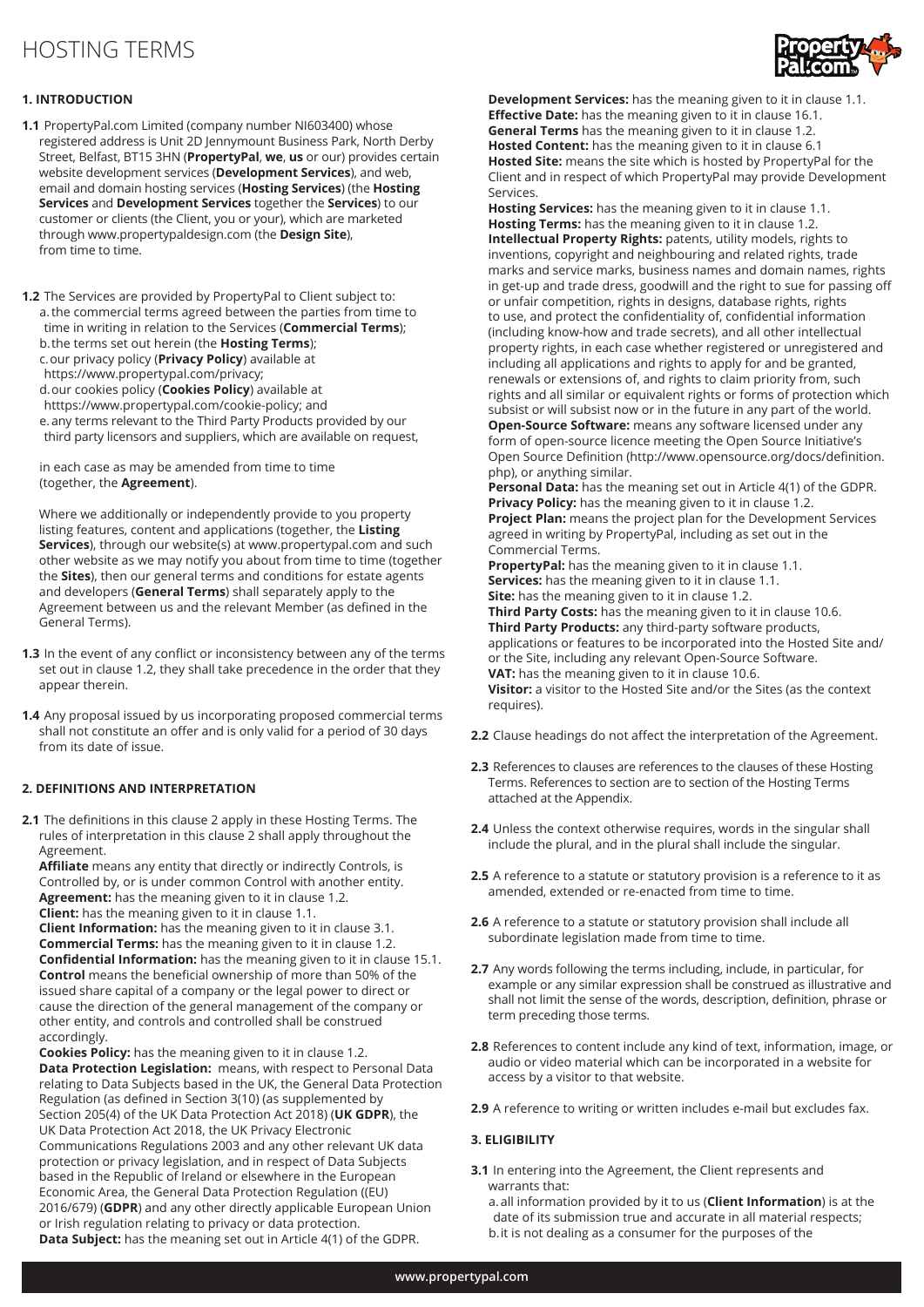# HOSTING TERMS

## 1. INTRODUCTION

**1.1** PropertyPal.com Limited (company number NI603400) whose registered address is Unit 2D Jennymount Business Park, North Derby Street, Belfast, BT15 3HN (**PropertyPal**, **we**, **us** or our) provides certain website development services (**Development Services**), and web, email and domain hosting services (**Hosting Services**) (the **Hosting Services** and **Development Services** together the **Services**) to our customer or clients (the Client, you or your), which are marketed through www.propertypaldesign.com (the **Design Site**), from time to time.

**1.2** The Services are provided by PropertyPal to Client subject to:

a. the commercial terms agreed between the parties from time to time in writing in relation to the Services (**Commercial Terms**);
b. the terms set out herein (the **Hosting Terms**);
c. our privacy policy (**Privacy Policy**) available at https://www.propertypal.com/privacy;
d. our cookies policy (**Cookies Policy**) available at htttps://www.propertypal.com/cookie-policy; and
e. any terms relevant to the Third Party Products provided by our third party licensors and suppliers, which are available on request,

in each case as may be amended from time to time (together, the **Agreement**).

Where we additionally or independently provide to you property listing features, content and applications (together, the **Listing Services**), through our website(s) at www.propertypal.com and such other website as we may notify you about from time to time (together the **Sites**), then our general terms and conditions for estate agents and developers (**General Terms**) shall separately apply to the Agreement between us and the relevant Member (as defined in the General Terms).

**1.3** In the event of any conflict or inconsistency between any of the terms set out in clause 1.2, they shall take precedence in the order that they appear therein.

**1.4** Any proposal issued by us incorporating proposed commercial terms shall not constitute an offer and is only valid for a period of 30 days from its date of issue.

## 2. DEFINITIONS AND INTERPRETATION

**2.1** The definitions in this clause 2 apply in these Hosting Terms. The rules of interpretation in this clause 2 shall apply throughout the Agreement.

**Affiliate** means any entity that directly or indirectly Controls, is Controlled by, or is under common Control with another entity.
**Agreement:** has the meaning given to it in clause 1.2.
**Client:** has the meaning given to it in clause 1.1.
**Client Information:** has the meaning given to it in clause 3.1.
**Commercial Terms:** has the meaning given to it in clause 1.2.
**Confidential Information:** has the meaning given to it in clause 15.1.
**Control** means the beneficial ownership of more than 50% of the issued share capital of a company or the legal power to direct or cause the direction of the general management of the company or other entity, and controls and controlled shall be construed accordingly.
**Cookies Policy:** has the meaning given to it in clause 1.2.
**Data Protection Legislation:** means, with respect to Personal Data relating to Data Subjects based in the UK, the General Data Protection Regulation (as defined in Section 3(10) (as supplemented by Section 205(4) of the UK Data Protection Act 2018) (**UK GDPR**), the UK Data Protection Act 2018, the UK Privacy Electronic Communications Regulations 2003 and any other relevant UK data protection or privacy legislation, and in respect of Data Subjects based in the Republic of Ireland or elsewhere in the European Economic Area, the General Data Protection Regulation ((EU) 2016/679) (**GDPR**) and any other directly applicable European Union or Irish regulation relating to privacy or data protection.
**Data Subject:** has the meaning set out in Article 4(1) of the GDPR.
**Development Services:** has the meaning given to it in clause 1.1.
**Effective Date:** has the meaning given to it in clause 16.1.
**General Terms** has the meaning given to it in clause 1.2.
**Hosted Content:** has the meaning given to it in clause 6.1
**Hosted Site:** means the site which is hosted by PropertyPal for the Client and in respect of which PropertyPal may provide Development Services.
**Hosting Services:** has the meaning given to it in clause 1.1.
**Hosting Terms:** has the meaning given to it in clause 1.2.
**Intellectual Property Rights:** patents, utility models, rights to inventions, copyright and neighbouring and related rights, trade marks and service marks, business names and domain names, rights in get-up and trade dress, goodwill and the right to sue for passing off or unfair competition, rights in designs, database rights, rights to use, and protect the confidentiality of, confidential information (including know-how and trade secrets), and all other intellectual property rights, in each case whether registered or unregistered and including all applications and rights to apply for and be granted, renewals or extensions of, and rights to claim priority from, such rights and all similar or equivalent rights or forms of protection which subsist or will subsist now or in the future in any part of the world.
**Open-Source Software:** means any software licensed under any form of open-source licence meeting the Open Source Initiative's Open Source Definition (http://www.opensource.org/docs/definition.php), or anything similar.
**Personal Data:** has the meaning set out in Article 4(1) of the GDPR.
**Privacy Policy:** has the meaning given to it in clause 1.2.
**Project Plan:** means the project plan for the Development Services agreed in writing by PropertyPal, including as set out in the Commercial Terms.
**PropertyPal:** has the meaning given to it in clause 1.1.
**Services:** has the meaning given to it in clause 1.1.
**Site:** has the meaning given to it in clause 1.2.
**Third Party Costs:** has the meaning given to it in clause 10.6.
**Third Party Products:** any third-party software products, applications or features to be incorporated into the Hosted Site and/or the Site, including any relevant Open-Source Software.
**VAT:** has the meaning given to it in clause 10.6.
**Visitor:** a visitor to the Hosted Site and/or the Sites (as the context requires).

**2.2** Clause headings do not affect the interpretation of the Agreement.

**2.3** References to clauses are references to the clauses of these Hosting Terms. References to section are to section of the Hosting Terms attached at the Appendix.

**2.4** Unless the context otherwise requires, words in the singular shall include the plural, and in the plural shall include the singular.

**2.5** A reference to a statute or statutory provision is a reference to it as amended, extended or re-enacted from time to time.

**2.6** A reference to a statute or statutory provision shall include all subordinate legislation made from time to time.

**2.7** Any words following the terms including, include, in particular, for example or any similar expression shall be construed as illustrative and shall not limit the sense of the words, description, definition, phrase or term preceding those terms.

**2.8** References to content include any kind of text, information, image, or audio or video material which can be incorporated in a website for access by a visitor to that website.

**2.9** A reference to writing or written includes e-mail but excludes fax.

## 3. ELIGIBILITY

**3.1** In entering into the Agreement, the Client represents and warrants that:

a. all information provided by it to us (**Client Information**) is at the date of its submission true and accurate in all material respects;
b. it is not dealing as a consumer for the purposes of the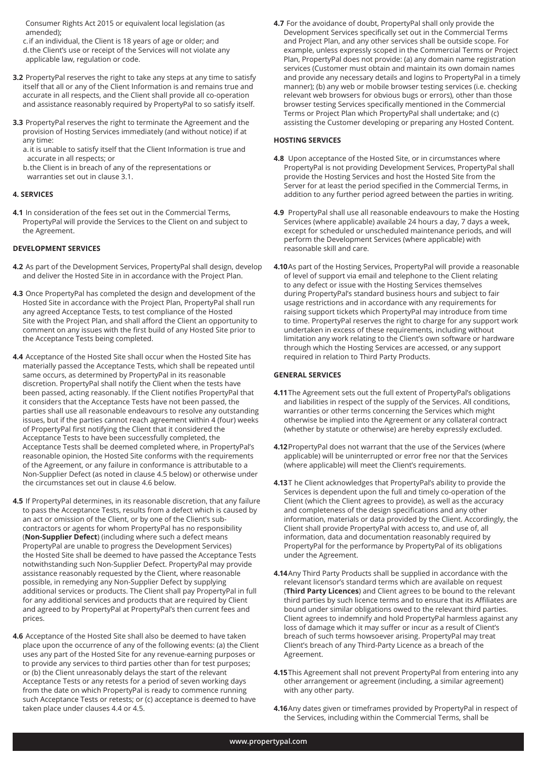Consumer Rights Act 2015 or equivalent local legislation (as amended);

c. if an individual, the Client is 18 years of age or older; and

d. the Client's use or receipt of the Services will not violate any applicable law, regulation or code.

**3.2** PropertyPal reserves the right to take any steps at any time to satisfy itself that all or any of the Client Information is and remains true and accurate in all respects, and the Client shall provide all co-operation and assistance reasonably required by PropertyPal to so satisfy itself.

**3.3** PropertyPal reserves the right to terminate the Agreement and the provision of Hosting Services immediately (and without notice) if at any time:

a. it is unable to satisfy itself that the Client Information is true and accurate in all respects; or

b. the Client is in breach of any of the representations or warranties set out in clause 3.1.

**4. SERVICES**

**4.1** In consideration of the fees set out in the Commercial Terms, PropertyPal will provide the Services to the Client on and subject to the Agreement.

**DEVELOPMENT SERVICES**

**4.2** As part of the Development Services, PropertyPal shall design, develop and deliver the Hosted Site in in accordance with the Project Plan.

**4.3** Once PropertyPal has completed the design and development of the Hosted Site in accordance with the Project Plan, PropertyPal shall run any agreed Acceptance Tests, to test compliance of the Hosted Site with the Project Plan, and shall afford the Client an opportunity to comment on any issues with the first build of any Hosted Site prior to the Acceptance Tests being completed.

**4.4** Acceptance of the Hosted Site shall occur when the Hosted Site has materially passed the Acceptance Tests, which shall be repeated until same occurs, as determined by PropertyPal in its reasonable discretion. PropertyPal shall notify the Client when the tests have been passed, acting reasonably. If the Client notifies PropertyPal that it considers that the Acceptance Tests have not been passed, the parties shall use all reasonable endeavours to resolve any outstanding issues, but if the parties cannot reach agreement within 4 (four) weeks of PropertyPal first notifying the Client that it considered the Acceptance Tests to have been successfully completed, the Acceptance Tests shall be deemed completed where, in PropertyPal's reasonable opinion, the Hosted Site conforms with the requirements of the Agreement, or any failure in conformance is attributable to a Non-Supplier Defect (as noted in clause 4.5 below) or otherwise under the circumstances set out in clause 4.6 below.

**4.5** If PropertyPal determines, in its reasonable discretion, that any failure to pass the Acceptance Tests, results from a defect which is caused by an act or omission of the Client, or by one of the Client's sub-contractors or agents for whom PropertyPal has no responsibility (**Non-Supplier Defect**) (including where such a defect means PropertyPal are unable to progress the Development Services) the Hosted Site shall be deemed to have passed the Acceptance Tests notwithstanding such Non-Supplier Defect. PropertyPal may provide assistance reasonably requested by the Client, where reasonable possible, in remedying any Non-Supplier Defect by supplying additional services or products. The Client shall pay PropertyPal in full for any additional services and products that are required by Client and agreed to by PropertyPal at PropertyPal's then current fees and prices.

**4.6** Acceptance of the Hosted Site shall also be deemed to have taken place upon the occurrence of any of the following events: (a) the Client uses any part of the Hosted Site for any revenue-earning purposes or to provide any services to third parties other than for test purposes; or (b) the Client unreasonably delays the start of the relevant Acceptance Tests or any retests for a period of seven working days from the date on which PropertyPal is ready to commence running such Acceptance Tests or retests; or (c) acceptance is deemed to have taken place under clauses 4.4 or 4.5.

**4.7** For the avoidance of doubt, PropertyPal shall only provide the Development Services specifically set out in the Commercial Terms and Project Plan, and any other services shall be outside scope. For example, unless expressly scoped in the Commercial Terms or Project Plan, PropertyPal does not provide: (a) any domain name registration services (Customer must obtain and maintain its own domain names and provide any necessary details and logins to PropertyPal in a timely manner); (b) any web or mobile browser testing services (i.e. checking relevant web browsers for obvious bugs or errors), other than those browser testing Services specifically mentioned in the Commercial Terms or Project Plan which PropertyPal shall undertake; and (c) assisting the Customer developing or preparing any Hosted Content.

**HOSTING SERVICES**

**4.8** Upon acceptance of the Hosted Site, or in circumstances where PropertyPal is not providing Development Services, PropertyPal shall provide the Hosting Services and host the Hosted Site from the Server for at least the period specified in the Commercial Terms, in addition to any further period agreed between the parties in writing.

**4.9** PropertyPal shall use all reasonable endeavours to make the Hosting Services (where applicable) available 24 hours a day, 7 days a week, except for scheduled or unscheduled maintenance periods, and will perform the Development Services (where applicable) with reasonable skill and care.

**4.10** As part of the Hosting Services, PropertyPal will provide a reasonable of level of support via email and telephone to the Client relating to any defect or issue with the Hosting Services themselves during PropertyPal's standard business hours and subject to fair usage restrictions and in accordance with any requirements for raising support tickets which PropertyPal may introduce from time to time. PropertyPal reserves the right to charge for any support work undertaken in excess of these requirements, including without limitation any work relating to the Client's own software or hardware through which the Hosting Services are accessed, or any support required in relation to Third Party Products.

**GENERAL SERVICES**

**4.11** The Agreement sets out the full extent of PropertyPal's obligations and liabilities in respect of the supply of the Services. All conditions, warranties or other terms concerning the Services which might otherwise be implied into the Agreement or any collateral contract (whether by statute or otherwise) are hereby expressly excluded.

**4.12** PropertyPal does not warrant that the use of the Services (where applicable) will be uninterrupted or error free nor that the Services (where applicable) will meet the Client's requirements.

**4.13** T he Client acknowledges that PropertyPal's ability to provide the Services is dependent upon the full and timely co-operation of the Client (which the Client agrees to provide), as well as the accuracy and completeness of the design specifications and any other information, materials or data provided by the Client. Accordingly, the Client shall provide PropertyPal with access to, and use of, all information, data and documentation reasonably required by PropertyPal for the performance by PropertyPal of its obligations under the Agreement.

**4.14** Any Third Party Products shall be supplied in accordance with the relevant licensor's standard terms which are available on request (**Third Party Licences**) and Client agrees to be bound to the relevant third parties by such licence terms and to ensure that its Affiliates are bound under similar obligations owed to the relevant third parties. Client agrees to indemnify and hold PropertyPal harmless against any loss of damage which it may suffer or incur as a result of Client's breach of such terms howsoever arising. PropertyPal may treat Client's breach of any Third-Party Licence as a breach of the Agreement.

**4.15** This Agreement shall not prevent PropertyPal from entering into any other arrangement or agreement (including, a similar agreement) with any other party.

**4.16** Any dates given or timeframes provided by PropertyPal in respect of the Services, including within the Commercial Terms, shall be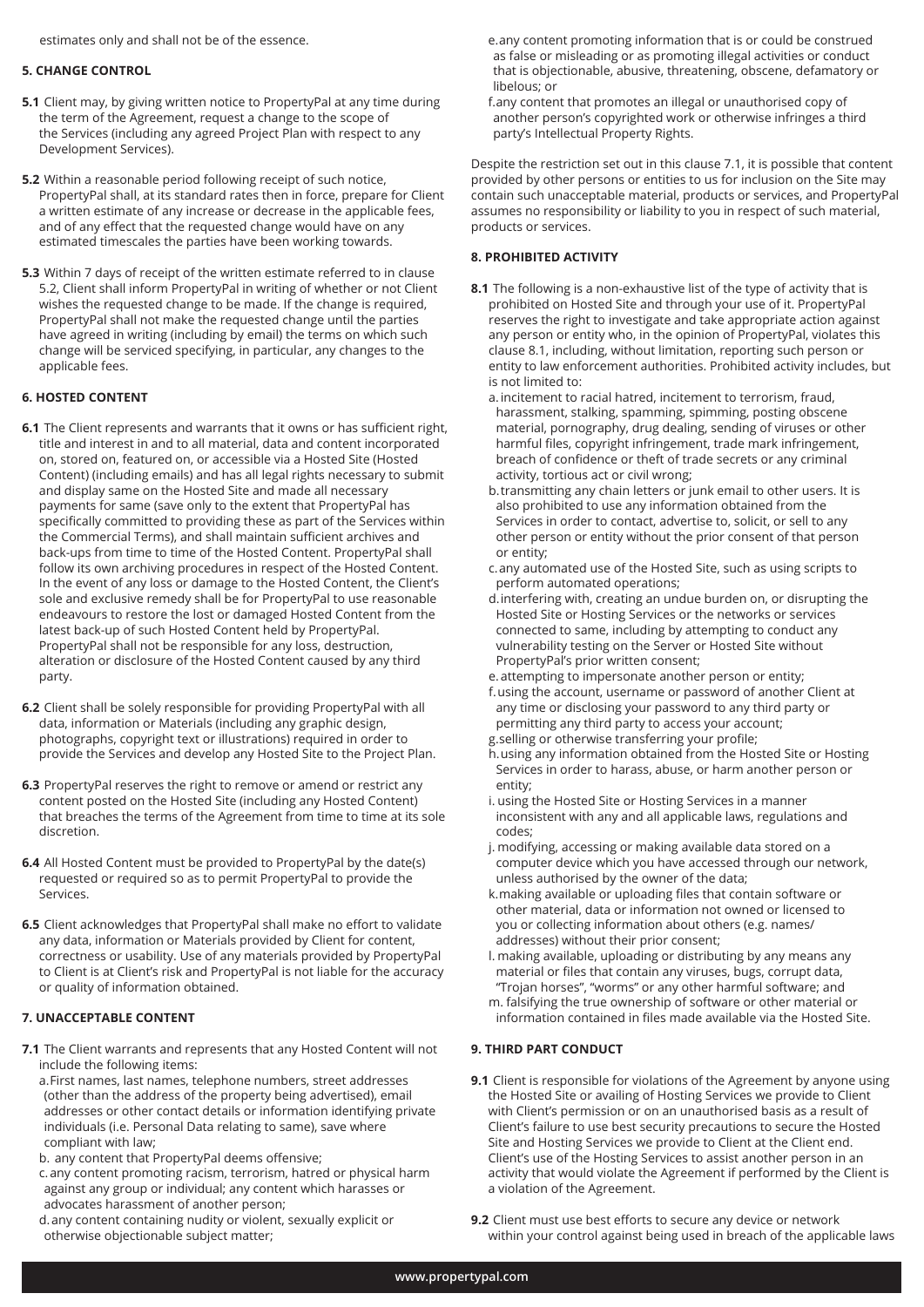estimates only and shall not be of the essence.

**5. CHANGE CONTROL**

**5.1** Client may, by giving written notice to PropertyPal at any time during the term of the Agreement, request a change to the scope of the Services (including any agreed Project Plan with respect to any Development Services).

**5.2** Within a reasonable period following receipt of such notice, PropertyPal shall, at its standard rates then in force, prepare for Client a written estimate of any increase or decrease in the applicable fees, and of any effect that the requested change would have on any estimated timescales the parties have been working towards.

**5.3** Within 7 days of receipt of the written estimate referred to in clause 5.2, Client shall inform PropertyPal in writing of whether or not Client wishes the requested change to be made. If the change is required, PropertyPal shall not make the requested change until the parties have agreed in writing (including by email) the terms on which such change will be serviced specifying, in particular, any changes to the applicable fees.

**6. HOSTED CONTENT**

**6.1** The Client represents and warrants that it owns or has sufficient right, title and interest in and to all material, data and content incorporated on, stored on, featured on, or accessible via a Hosted Site (Hosted Content) (including emails) and has all legal rights necessary to submit and display same on the Hosted Site and made all necessary payments for same (save only to the extent that PropertyPal has specifically committed to providing these as part of the Services within the Commercial Terms), and shall maintain sufficient archives and back-ups from time to time of the Hosted Content. PropertyPal shall follow its own archiving procedures in respect of the Hosted Content. In the event of any loss or damage to the Hosted Content, the Client's sole and exclusive remedy shall be for PropertyPal to use reasonable endeavours to restore the lost or damaged Hosted Content from the latest back-up of such Hosted Content held by PropertyPal. PropertyPal shall not be responsible for any loss, destruction, alteration or disclosure of the Hosted Content caused by any third party.

**6.2** Client shall be solely responsible for providing PropertyPal with all data, information or Materials (including any graphic design, photographs, copyright text or illustrations) required in order to provide the Services and develop any Hosted Site to the Project Plan.

**6.3** PropertyPal reserves the right to remove or amend or restrict any content posted on the Hosted Site (including any Hosted Content) that breaches the terms of the Agreement from time to time at its sole discretion.

**6.4** All Hosted Content must be provided to PropertyPal by the date(s) requested or required so as to permit PropertyPal to provide the Services.

**6.5** Client acknowledges that PropertyPal shall make no effort to validate any data, information or Materials provided by Client for content, correctness or usability. Use of any materials provided by PropertyPal to Client is at Client's risk and PropertyPal is not liable for the accuracy or quality of information obtained.

**7. UNACCEPTABLE CONTENT**

**7.1** The Client warrants and represents that any Hosted Content will not include the following items:

a. First names, last names, telephone numbers, street addresses (other than the address of the property being advertised), email addresses or other contact details or information identifying private individuals (i.e. Personal Data relating to same), save where compliant with law;

b. any content that PropertyPal deems offensive;

c. any content promoting racism, terrorism, hatred or physical harm against any group or individual; any content which harasses or advocates harassment of another person;

d. any content containing nudity or violent, sexually explicit or otherwise objectionable subject matter;

e. any content promoting information that is or could be construed as false or misleading or as promoting illegal activities or conduct that is objectionable, abusive, threatening, obscene, defamatory or libelous; or

f. any content that promotes an illegal or unauthorised copy of another person's copyrighted work or otherwise infringes a third party's Intellectual Property Rights.

Despite the restriction set out in this clause 7.1, it is possible that content provided by other persons or entities to us for inclusion on the Site may contain such unacceptable material, products or services, and PropertyPal assumes no responsibility or liability to you in respect of such material, products or services.

**8. PROHIBITED ACTIVITY**

**8.1** The following is a non-exhaustive list of the type of activity that is prohibited on Hosted Site and through your use of it. PropertyPal reserves the right to investigate and take appropriate action against any person or entity who, in the opinion of PropertyPal, violates this clause 8.1, including, without limitation, reporting such person or entity to law enforcement authorities. Prohibited activity includes, but is not limited to:

a. incitement to racial hatred, incitement to terrorism, fraud, harassment, stalking, spamming, spimming, posting obscene material, pornography, drug dealing, sending of viruses or other harmful files, copyright infringement, trade mark infringement, breach of confidence or theft of trade secrets or any criminal activity, tortious act or civil wrong;

b. transmitting any chain letters or junk email to other users. It is also prohibited to use any information obtained from the Services in order to contact, advertise to, solicit, or sell to any other person or entity without the prior consent of that person or entity;

c. any automated use of the Hosted Site, such as using scripts to perform automated operations;

d. interfering with, creating an undue burden on, or disrupting the Hosted Site or Hosting Services or the networks or services connected to same, including by attempting to conduct any vulnerability testing on the Server or Hosted Site without PropertyPal's prior written consent;

e. attempting to impersonate another person or entity;

f. using the account, username or password of another Client at any time or disclosing your password to any third party or permitting any third party to access your account;

g. selling or otherwise transferring your profile;

h. using any information obtained from the Hosted Site or Hosting Services in order to harass, abuse, or harm another person or entity;

i. using the Hosted Site or Hosting Services in a manner inconsistent with any and all applicable laws, regulations and codes;

j. modifying, accessing or making available data stored on a computer device which you have accessed through our network, unless authorised by the owner of the data;

k. making available or uploading files that contain software or other material, data or information not owned or licensed to you or collecting information about others (e.g. names/addresses) without their prior consent;

l. making available, uploading or distributing by any means any material or files that contain any viruses, bugs, corrupt data, "Trojan horses", "worms" or any other harmful software; and

m. falsifying the true ownership of software or other material or information contained in files made available via the Hosted Site.

**9. THIRD PART CONDUCT**

**9.1** Client is responsible for violations of the Agreement by anyone using the Hosted Site or availing of Hosting Services we provide to Client with Client's permission or on an unauthorised basis as a result of Client's failure to use best security precautions to secure the Hosted Site and Hosting Services we provide to Client at the Client end. Client's use of the Hosting Services to assist another person in an activity that would violate the Agreement if performed by the Client is a violation of the Agreement.

**9.2** Client must use best efforts to secure any device or network within your control against being used in breach of the applicable laws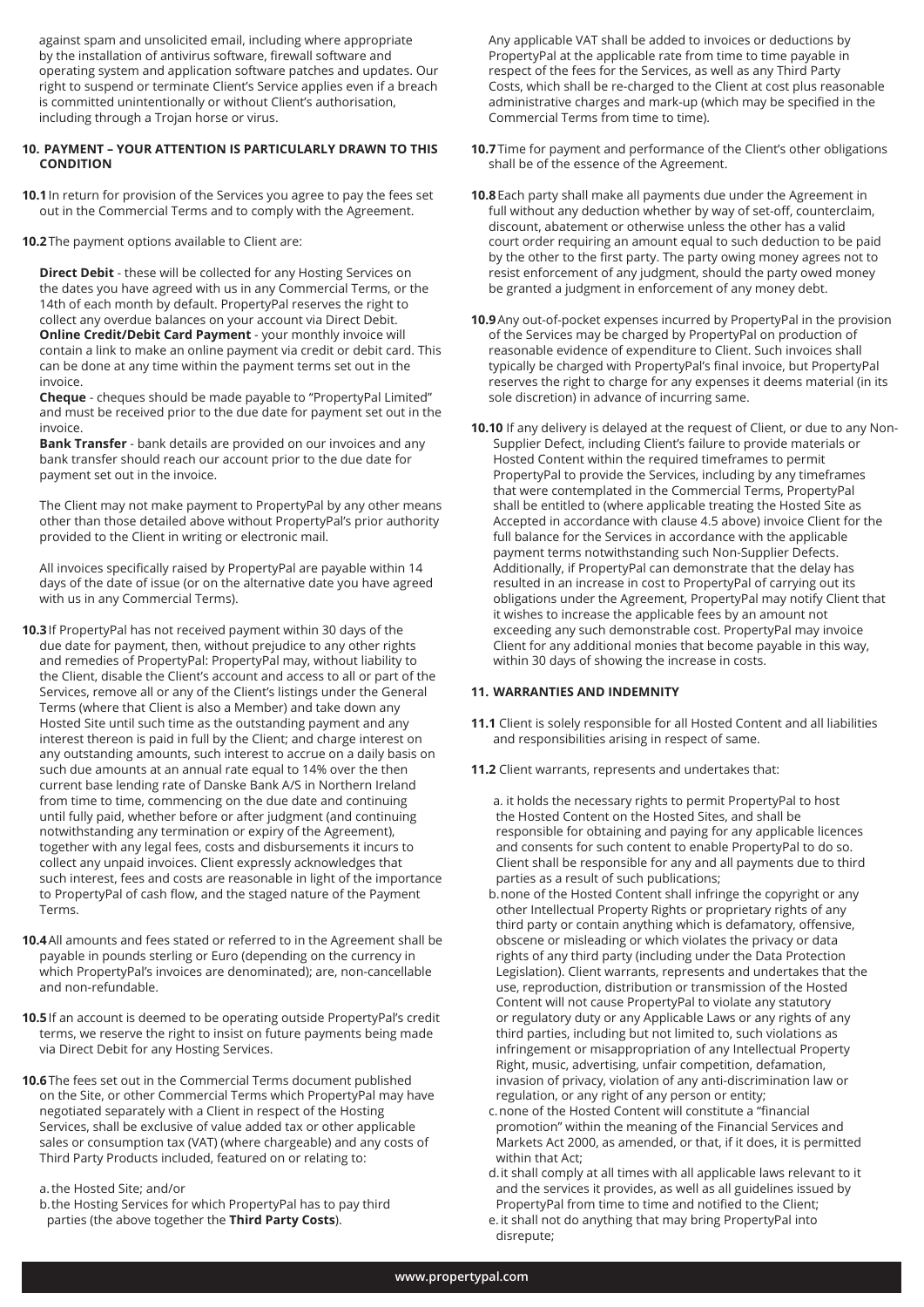against spam and unsolicited email, including where appropriate by the installation of antivirus software, firewall software and operating system and application software patches and updates. Our right to suspend or terminate Client's Service applies even if a breach is committed unintentionally or without Client's authorisation, including through a Trojan horse or virus.

**10. PAYMENT – YOUR ATTENTION IS PARTICULARLY DRAWN TO THIS CONDITION**

**10.1** In return for provision of the Services you agree to pay the fees set out in the Commercial Terms and to comply with the Agreement.

**10.2** The payment options available to Client are:

**Direct Debit** - these will be collected for any Hosting Services on the dates you have agreed with us in any Commercial Terms, or the 14th of each month by default. PropertyPal reserves the right to collect any overdue balances on your account via Direct Debit.
**Online Credit/Debit Card Payment** - your monthly invoice will contain a link to make an online payment via credit or debit card. This can be done at any time within the payment terms set out in the invoice.
**Cheque** - cheques should be made payable to "PropertyPal Limited" and must be received prior to the due date for payment set out in the invoice.
**Bank Transfer** - bank details are provided on our invoices and any bank transfer should reach our account prior to the due date for payment set out in the invoice.

The Client may not make payment to PropertyPal by any other means other than those detailed above without PropertyPal's prior authority provided to the Client in writing or electronic mail.

All invoices specifically raised by PropertyPal are payable within 14 days of the date of issue (or on the alternative date you have agreed with us in any Commercial Terms).

**10.3** If PropertyPal has not received payment within 30 days of the due date for payment, then, without prejudice to any other rights and remedies of PropertyPal: PropertyPal may, without liability to the Client, disable the Client's account and access to all or part of the Services, remove all or any of the Client's listings under the General Terms (where that Client is also a Member) and take down any Hosted Site until such time as the outstanding payment and any interest thereon is paid in full by the Client; and charge interest on any outstanding amounts, such interest to accrue on a daily basis on such due amounts at an annual rate equal to 14% over the then current base lending rate of Danske Bank A/S in Northern Ireland from time to time, commencing on the due date and continuing until fully paid, whether before or after judgment (and continuing notwithstanding any termination or expiry of the Agreement), together with any legal fees, costs and disbursements it incurs to collect any unpaid invoices. Client expressly acknowledges that such interest, fees and costs are reasonable in light of the importance to PropertyPal of cash flow, and the staged nature of the Payment Terms.

**10.4** All amounts and fees stated or referred to in the Agreement shall be payable in pounds sterling or Euro (depending on the currency in which PropertyPal's invoices are denominated); are, non-cancellable and non-refundable.

**10.5** If an account is deemed to be operating outside PropertyPal's credit terms, we reserve the right to insist on future payments being made via Direct Debit for any Hosting Services.

**10.6** The fees set out in the Commercial Terms document published on the Site, or other Commercial Terms which PropertyPal may have negotiated separately with a Client in respect of the Hosting Services, shall be exclusive of value added tax or other applicable sales or consumption tax (VAT) (where chargeable) and any costs of Third Party Products included, featured on or relating to:

a. the Hosted Site; and/or
b. the Hosting Services for which PropertyPal has to pay third parties (the above together the **Third Party Costs**).

Any applicable VAT shall be added to invoices or deductions by PropertyPal at the applicable rate from time to time payable in respect of the fees for the Services, as well as any Third Party Costs, which shall be re-charged to the Client at cost plus reasonable administrative charges and mark-up (which may be specified in the Commercial Terms from time to time).

**10.7** Time for payment and performance of the Client's other obligations shall be of the essence of the Agreement.

**10.8** Each party shall make all payments due under the Agreement in full without any deduction whether by way of set-off, counterclaim, discount, abatement or otherwise unless the other has a valid court order requiring an amount equal to such deduction to be paid by the other to the first party. The party owing money agrees not to resist enforcement of any judgment, should the party owed money be granted a judgment in enforcement of any money debt.

**10.9** Any out-of-pocket expenses incurred by PropertyPal in the provision of the Services may be charged by PropertyPal on production of reasonable evidence of expenditure to Client. Such invoices shall typically be charged with PropertyPal's final invoice, but PropertyPal reserves the right to charge for any expenses it deems material (in its sole discretion) in advance of incurring same.

**10.10** If any delivery is delayed at the request of Client, or due to any Non-Supplier Defect, including Client's failure to provide materials or Hosted Content within the required timeframes to permit PropertyPal to provide the Services, including by any timeframes that were contemplated in the Commercial Terms, PropertyPal shall be entitled to (where applicable treating the Hosted Site as Accepted in accordance with clause 4.5 above) invoice Client for the full balance for the Services in accordance with the applicable payment terms notwithstanding such Non-Supplier Defects. Additionally, if PropertyPal can demonstrate that the delay has resulted in an increase in cost to PropertyPal of carrying out its obligations under the Agreement, PropertyPal may notify Client that it wishes to increase the applicable fees by an amount not exceeding any such demonstrable cost. PropertyPal may invoice Client for any additional monies that become payable in this way, within 30 days of showing the increase in costs.

**11. WARRANTIES AND INDEMNITY**

**11.1** Client is solely responsible for all Hosted Content and all liabilities and responsibilities arising in respect of same.

**11.2** Client warrants, represents and undertakes that:

a. it holds the necessary rights to permit PropertyPal to host the Hosted Content on the Hosted Sites, and shall be responsible for obtaining and paying for any applicable licences and consents for such content to enable PropertyPal to do so. Client shall be responsible for any and all payments due to third parties as a result of such publications;
b. none of the Hosted Content shall infringe the copyright or any other Intellectual Property Rights or proprietary rights of any third party or contain anything which is defamatory, offensive, obscene or misleading or which violates the privacy or data rights of any third party (including under the Data Protection Legislation). Client warrants, represents and undertakes that the use, reproduction, distribution or transmission of the Hosted Content will not cause PropertyPal to violate any statutory or regulatory duty or any Applicable Laws or any rights of any third parties, including but not limited to, such violations as infringement or misappropriation of any Intellectual Property Right, music, advertising, unfair competition, defamation, invasion of privacy, violation of any anti-discrimination law or regulation, or any right of any person or entity;
c. none of the Hosted Content will constitute a "financial promotion" within the meaning of the Financial Services and Markets Act 2000, as amended, or that, if it does, it is permitted within that Act;
d. it shall comply at all times with all applicable laws relevant to it and the services it provides, as well as all guidelines issued by PropertyPal from time to time and notified to the Client;
e. it shall not do anything that may bring PropertyPal into disrepute;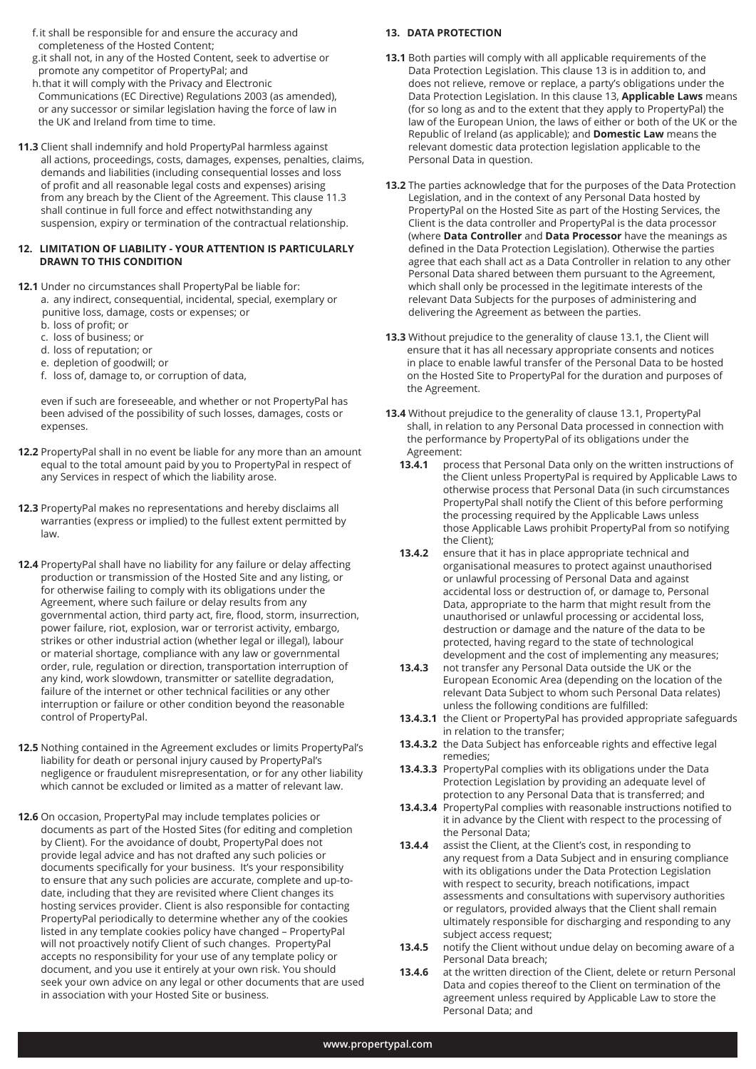f. it shall be responsible for and ensure the accuracy and completeness of the Hosted Content;

g. it shall not, in any of the Hosted Content, seek to advertise or promote any competitor of PropertyPal; and

h. that it will comply with the Privacy and Electronic Communications (EC Directive) Regulations 2003 (as amended), or any successor or similar legislation having the force of law in the UK and Ireland from time to time.

**11.3** Client shall indemnify and hold PropertyPal harmless against all actions, proceedings, costs, damages, expenses, penalties, claims, demands and liabilities (including consequential losses and loss of profit and all reasonable legal costs and expenses) arising from any breach by the Client of the Agreement. This clause 11.3 shall continue in full force and effect notwithstanding any suspension, expiry or termination of the contractual relationship.

## 12. LIMITATION OF LIABILITY - YOUR ATTENTION IS PARTICULARLY DRAWN TO THIS CONDITION

**12.1** Under no circumstances shall PropertyPal be liable for:

a. any indirect, consequential, incidental, special, exemplary or punitive loss, damage, costs or expenses; or

b. loss of profit; or

c. loss of business; or

d. loss of reputation; or

e. depletion of goodwill; or

f. loss of, damage to, or corruption of data,

even if such are foreseeable, and whether or not PropertyPal has been advised of the possibility of such losses, damages, costs or expenses.

**12.2** PropertyPal shall in no event be liable for any more than an amount equal to the total amount paid by you to PropertyPal in respect of any Services in respect of which the liability arose.

**12.3** PropertyPal makes no representations and hereby disclaims all warranties (express or implied) to the fullest extent permitted by law.

**12.4** PropertyPal shall have no liability for any failure or delay affecting production or transmission of the Hosted Site and any listing, or for otherwise failing to comply with its obligations under the Agreement, where such failure or delay results from any governmental action, third party act, fire, flood, storm, insurrection, power failure, riot, explosion, war or terrorist activity, embargo, strikes or other industrial action (whether legal or illegal), labour or material shortage, compliance with any law or governmental order, rule, regulation or direction, transportation interruption of any kind, work slowdown, transmitter or satellite degradation, failure of the internet or other technical facilities or any other interruption or failure or other condition beyond the reasonable control of PropertyPal.

**12.5** Nothing contained in the Agreement excludes or limits PropertyPal's liability for death or personal injury caused by PropertyPal's negligence or fraudulent misrepresentation, or for any other liability which cannot be excluded or limited as a matter of relevant law.

**12.6** On occasion, PropertyPal may include templates policies or documents as part of the Hosted Sites (for editing and completion by Client). For the avoidance of doubt, PropertyPal does not provide legal advice and has not drafted any such policies or documents specifically for your business. It's your responsibility to ensure that any such policies are accurate, complete and up-to-date, including that they are revisited where Client changes its hosting services provider. Client is also responsible for contacting PropertyPal periodically to determine whether any of the cookies listed in any template cookies policy have changed – PropertyPal will not proactively notify Client of such changes. PropertyPal accepts no responsibility for your use of any template policy or document, and you use it entirely at your own risk. You should seek your own advice on any legal or other documents that are used in association with your Hosted Site or business.

## 13. DATA PROTECTION

**13.1** Both parties will comply with all applicable requirements of the Data Protection Legislation. This clause 13 is in addition to, and does not relieve, remove or replace, a party's obligations under the Data Protection Legislation. In this clause 13, **Applicable Laws** means (for so long as and to the extent that they apply to PropertyPal) the law of the European Union, the laws of either or both of the UK or the Republic of Ireland (as applicable); and **Domestic Law** means the relevant domestic data protection legislation applicable to the Personal Data in question.

**13.2** The parties acknowledge that for the purposes of the Data Protection Legislation, and in the context of any Personal Data hosted by PropertyPal on the Hosted Site as part of the Hosting Services, the Client is the data controller and PropertyPal is the data processor (where **Data Controller** and **Data Processor** have the meanings as defined in the Data Protection Legislation). Otherwise the parties agree that each shall act as a Data Controller in relation to any other Personal Data shared between them pursuant to the Agreement, which shall only be processed in the legitimate interests of the relevant Data Subjects for the purposes of administering and delivering the Agreement as between the parties.

**13.3** Without prejudice to the generality of clause 13.1, the Client will ensure that it has all necessary appropriate consents and notices in place to enable lawful transfer of the Personal Data to be hosted on the Hosted Site to PropertyPal for the duration and purposes of the Agreement.

**13.4** Without prejudice to the generality of clause 13.1, PropertyPal shall, in relation to any Personal Data processed in connection with the performance by PropertyPal of its obligations under the Agreement:

**13.4.1** process that Personal Data only on the written instructions of the Client unless PropertyPal is required by Applicable Laws to otherwise process that Personal Data (in such circumstances PropertyPal shall notify the Client of this before performing the processing required by the Applicable Laws unless those Applicable Laws prohibit PropertyPal from so notifying the Client);

**13.4.2** ensure that it has in place appropriate technical and organisational measures to protect against unauthorised or unlawful processing of Personal Data and against accidental loss or destruction of, or damage to, Personal Data, appropriate to the harm that might result from the unauthorised or unlawful processing or accidental loss, destruction or damage and the nature of the data to be protected, having regard to the state of technological development and the cost of implementing any measures;

**13.4.3** not transfer any Personal Data outside the UK or the European Economic Area (depending on the location of the relevant Data Subject to whom such Personal Data relates) unless the following conditions are fulfilled:

**13.4.3.1** the Client or PropertyPal has provided appropriate safeguards in relation to the transfer;

**13.4.3.2** the Data Subject has enforceable rights and effective legal remedies;

**13.4.3.3** PropertyPal complies with its obligations under the Data Protection Legislation by providing an adequate level of protection to any Personal Data that is transferred; and

**13.4.3.4** PropertyPal complies with reasonable instructions notified to it in advance by the Client with respect to the processing of the Personal Data;

**13.4.4** assist the Client, at the Client's cost, in responding to any request from a Data Subject and in ensuring compliance with its obligations under the Data Protection Legislation with respect to security, breach notifications, impact assessments and consultations with supervisory authorities or regulators, provided always that the Client shall remain ultimately responsible for discharging and responding to any subject access request;

**13.4.5** notify the Client without undue delay on becoming aware of a Personal Data breach;

**13.4.6** at the written direction of the Client, delete or return Personal Data and copies thereof to the Client on termination of the agreement unless required by Applicable Law to store the Personal Data; and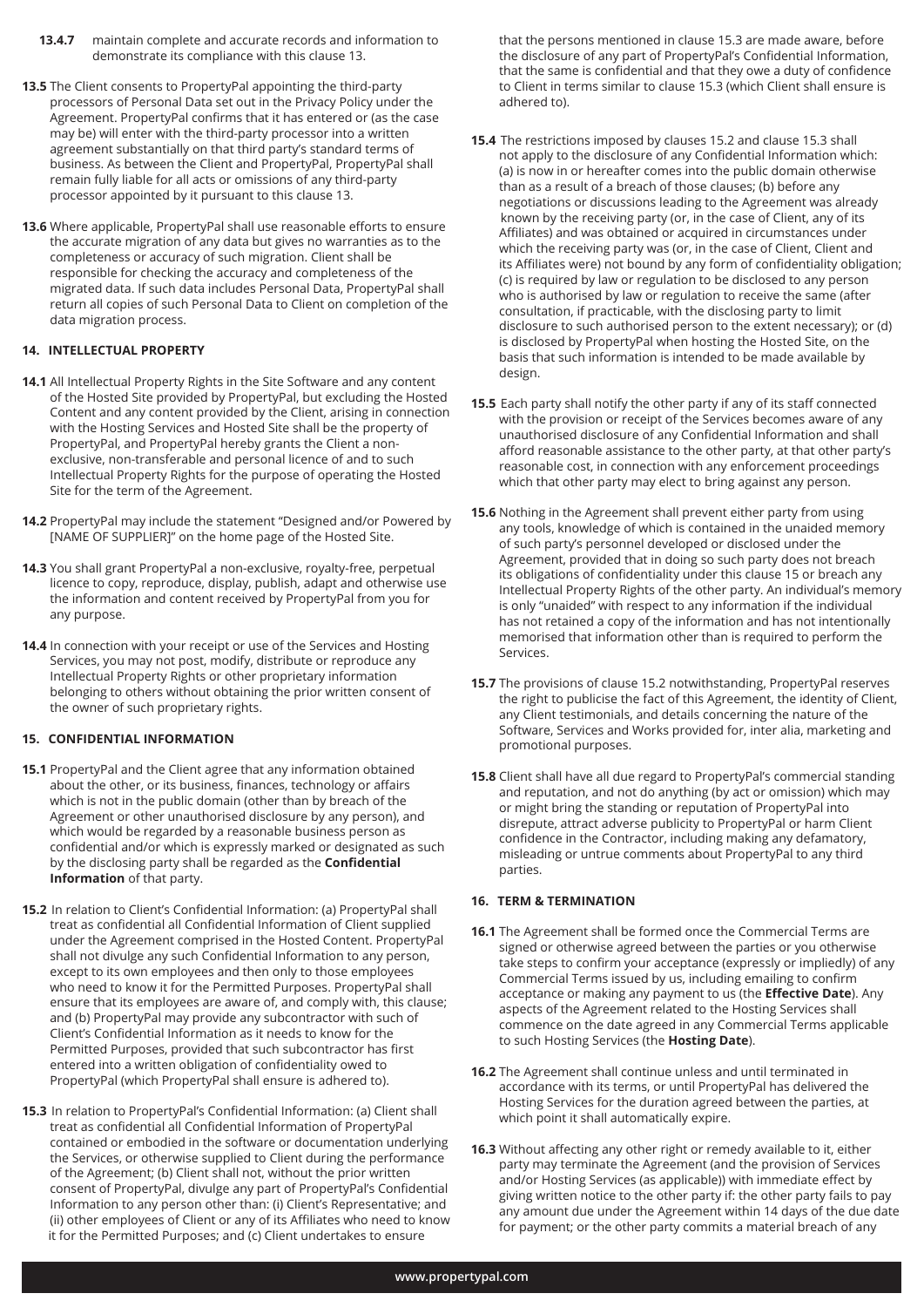**13.4.7** maintain complete and accurate records and information to demonstrate its compliance with this clause 13.

**13.5** The Client consents to PropertyPal appointing the third-party processors of Personal Data set out in the Privacy Policy under the Agreement. PropertyPal confirms that it has entered or (as the case may be) will enter with the third-party processor into a written agreement substantially on that third party's standard terms of business. As between the Client and PropertyPal, PropertyPal shall remain fully liable for all acts or omissions of any third-party processor appointed by it pursuant to this clause 13.

**13.6** Where applicable, PropertyPal shall use reasonable efforts to ensure the accurate migration of any data but gives no warranties as to the completeness or accuracy of such migration. Client shall be responsible for checking the accuracy and completeness of the migrated data. If such data includes Personal Data, PropertyPal shall return all copies of such Personal Data to Client on completion of the data migration process.

## 14. INTELLECTUAL PROPERTY

**14.1** All Intellectual Property Rights in the Site Software and any content of the Hosted Site provided by PropertyPal, but excluding the Hosted Content and any content provided by the Client, arising in connection with the Hosting Services and Hosted Site shall be the property of PropertyPal, and PropertyPal hereby grants the Client a non-exclusive, non-transferable and personal licence of and to such Intellectual Property Rights for the purpose of operating the Hosted Site for the term of the Agreement.

**14.2** PropertyPal may include the statement "Designed and/or Powered by [NAME OF SUPPLIER]" on the home page of the Hosted Site.

**14.3** You shall grant PropertyPal a non-exclusive, royalty-free, perpetual licence to copy, reproduce, display, publish, adapt and otherwise use the information and content received by PropertyPal from you for any purpose.

**14.4** In connection with your receipt or use of the Services and Hosting Services, you may not post, modify, distribute or reproduce any Intellectual Property Rights or other proprietary information belonging to others without obtaining the prior written consent of the owner of such proprietary rights.

## 15. CONFIDENTIAL INFORMATION

**15.1** PropertyPal and the Client agree that any information obtained about the other, or its business, finances, technology or affairs which is not in the public domain (other than by breach of the Agreement or other unauthorised disclosure by any person), and which would be regarded by a reasonable business person as confidential and/or which is expressly marked or designated as such by the disclosing party shall be regarded as the **Confidential Information** of that party.

**15.2** In relation to Client's Confidential Information: (a) PropertyPal shall treat as confidential all Confidential Information of Client supplied under the Agreement comprised in the Hosted Content. PropertyPal shall not divulge any such Confidential Information to any person, except to its own employees and then only to those employees who need to know it for the Permitted Purposes. PropertyPal shall ensure that its employees are aware of, and comply with, this clause; and (b) PropertyPal may provide any subcontractor with such of Client's Confidential Information as it needs to know for the Permitted Purposes, provided that such subcontractor has first entered into a written obligation of confidentiality owed to PropertyPal (which PropertyPal shall ensure is adhered to).

**15.3** In relation to PropertyPal's Confidential Information: (a) Client shall treat as confidential all Confidential Information of PropertyPal contained or embodied in the software or documentation underlying the Services, or otherwise supplied to Client during the performance of the Agreement; (b) Client shall not, without the prior written consent of PropertyPal, divulge any part of PropertyPal's Confidential Information to any person other than: (i) Client's Representative; and (ii) other employees of Client or any of its Affiliates who need to know it for the Permitted Purposes; and (c) Client undertakes to ensure that the persons mentioned in clause 15.3 are made aware, before the disclosure of any part of PropertyPal's Confidential Information, that the same is confidential and that they owe a duty of confidence to Client in terms similar to clause 15.3 (which Client shall ensure is adhered to).

**15.4** The restrictions imposed by clauses 15.2 and clause 15.3 shall not apply to the disclosure of any Confidential Information which: (a) is now in or hereafter comes into the public domain otherwise than as a result of a breach of those clauses; (b) before any negotiations or discussions leading to the Agreement was already known by the receiving party (or, in the case of Client, any of its Affiliates) and was obtained or acquired in circumstances under which the receiving party was (or, in the case of Client, Client and its Affiliates were) not bound by any form of confidentiality obligation; (c) is required by law or regulation to be disclosed to any person who is authorised by law or regulation to receive the same (after consultation, if practicable, with the disclosing party to limit disclosure to such authorised person to the extent necessary); or (d) is disclosed by PropertyPal when hosting the Hosted Site, on the basis that such information is intended to be made available by design.

**15.5** Each party shall notify the other party if any of its staff connected with the provision or receipt of the Services becomes aware of any unauthorised disclosure of any Confidential Information and shall afford reasonable assistance to the other party, at that other party's reasonable cost, in connection with any enforcement proceedings which that other party may elect to bring against any person.

**15.6** Nothing in the Agreement shall prevent either party from using any tools, knowledge of which is contained in the unaided memory of such party's personnel developed or disclosed under the Agreement, provided that in doing so such party does not breach its obligations of confidentiality under this clause 15 or breach any Intellectual Property Rights of the other party. An individual's memory is only "unaided" with respect to any information if the individual has not retained a copy of the information and has not intentionally memorised that information other than is required to perform the Services.

**15.7** The provisions of clause 15.2 notwithstanding, PropertyPal reserves the right to publicise the fact of this Agreement, the identity of Client, any Client testimonials, and details concerning the nature of the Software, Services and Works provided for, inter alia, marketing and promotional purposes.

**15.8** Client shall have all due regard to PropertyPal's commercial standing and reputation, and not do anything (by act or omission) which may or might bring the standing or reputation of PropertyPal into disrepute, attract adverse publicity to PropertyPal or harm Client confidence in the Contractor, including making any defamatory, misleading or untrue comments about PropertyPal to any third parties.

## 16. TERM & TERMINATION

**16.1** The Agreement shall be formed once the Commercial Terms are signed or otherwise agreed between the parties or you otherwise take steps to confirm your acceptance (expressly or impliedly) of any Commercial Terms issued by us, including emailing to confirm acceptance or making any payment to us (the **Effective Date**). Any aspects of the Agreement related to the Hosting Services shall commence on the date agreed in any Commercial Terms applicable to such Hosting Services (the **Hosting Date**).

**16.2** The Agreement shall continue unless and until terminated in accordance with its terms, or until PropertyPal has delivered the Hosting Services for the duration agreed between the parties, at which point it shall automatically expire.

**16.3** Without affecting any other right or remedy available to it, either party may terminate the Agreement (and the provision of Services and/or Hosting Services (as applicable)) with immediate effect by giving written notice to the other party if: the other party fails to pay any amount due under the Agreement within 14 days of the due date for payment; or the other party commits a material breach of any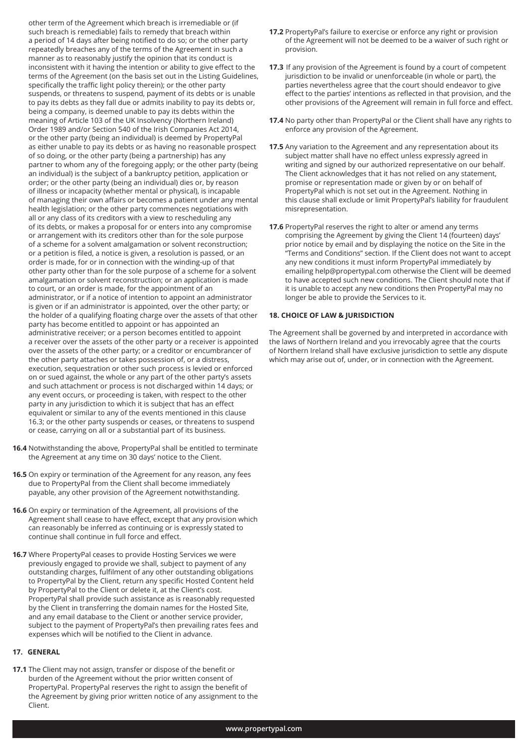other term of the Agreement which breach is irremediable or (if such breach is remediable) fails to remedy that breach within a period of 14 days after being notified to do so; or the other party repeatedly breaches any of the terms of the Agreement in such a manner as to reasonably justify the opinion that its conduct is inconsistent with it having the intention or ability to give effect to the terms of the Agreement (on the basis set out in the Listing Guidelines, specifically the traffic light policy therein); or the other party suspends, or threatens to suspend, payment of its debts or is unable to pay its debts as they fall due or admits inability to pay its debts or, being a company, is deemed unable to pay its debts within the meaning of Article 103 of the UK Insolvency (Northern Ireland) Order 1989 and/or Section 540 of the Irish Companies Act 2014, or the other party (being an individual) is deemed by PropertyPal as either unable to pay its debts or as having no reasonable prospect of so doing, or the other party (being a partnership) has any partner to whom any of the foregoing apply; or the other party (being an individual) is the subject of a bankruptcy petition, application or order; or the other party (being an individual) dies or, by reason of illness or incapacity (whether mental or physical), is incapable of managing their own affairs or becomes a patient under any mental health legislation; or the other party commences negotiations with all or any class of its creditors with a view to rescheduling any of its debts, or makes a proposal for or enters into any compromise or arrangement with its creditors other than for the sole purpose of a scheme for a solvent amalgamation or solvent reconstruction; or a petition is filed, a notice is given, a resolution is passed, or an order is made, for or in connection with the winding-up of that other party other than for the sole purpose of a scheme for a solvent amalgamation or solvent reconstruction; or an application is made to court, or an order is made, for the appointment of an administrator, or if a notice of intention to appoint an administrator is given or if an administrator is appointed, over the other party; or the holder of a qualifying floating charge over the assets of that other party has become entitled to appoint or has appointed an administrative receiver; or a person becomes entitled to appoint a receiver over the assets of the other party or a receiver is appointed over the assets of the other party; or a creditor or encumbrancer of the other party attaches or takes possession of, or a distress, execution, sequestration or other such process is levied or enforced on or sued against, the whole or any part of the other party's assets and such attachment or process is not discharged within 14 days; or any event occurs, or proceeding is taken, with respect to the other party in any jurisdiction to which it is subject that has an effect equivalent or similar to any of the events mentioned in this clause 16.3; or the other party suspends or ceases, or threatens to suspend or cease, carrying on all or a substantial part of its business.

**16.4** Notwithstanding the above, PropertyPal shall be entitled to terminate the Agreement at any time on 30 days' notice to the Client.

**16.5** On expiry or termination of the Agreement for any reason, any fees due to PropertyPal from the Client shall become immediately payable, any other provision of the Agreement notwithstanding.

**16.6** On expiry or termination of the Agreement, all provisions of the Agreement shall cease to have effect, except that any provision which can reasonably be inferred as continuing or is expressly stated to continue shall continue in full force and effect.

**16.7** Where PropertyPal ceases to provide Hosting Services we were previously engaged to provide we shall, subject to payment of any outstanding charges, fulfilment of any other outstanding obligations to PropertyPal by the Client, return any specific Hosted Content held by PropertyPal to the Client or delete it, at the Client's cost. PropertyPal shall provide such assistance as is reasonably requested by the Client in transferring the domain names for the Hosted Site, and any email database to the Client or another service provider, subject to the payment of PropertyPal's then prevailing rates fees and expenses which will be notified to the Client in advance.

## 17. GENERAL

**17.1** The Client may not assign, transfer or dispose of the benefit or burden of the Agreement without the prior written consent of PropertyPal. PropertyPal reserves the right to assign the benefit of the Agreement by giving prior written notice of any assignment to the Client.

**17.2** PropertyPal's failure to exercise or enforce any right or provision of the Agreement will not be deemed to be a waiver of such right or provision.

**17.3** If any provision of the Agreement is found by a court of competent jurisdiction to be invalid or unenforceable (in whole or part), the parties nevertheless agree that the court should endeavor to give effect to the parties' intentions as reflected in that provision, and the other provisions of the Agreement will remain in full force and effect.

**17.4** No party other than PropertyPal or the Client shall have any rights to enforce any provision of the Agreement.

**17.5** Any variation to the Agreement and any representation about its subject matter shall have no effect unless expressly agreed in writing and signed by our authorized representative on our behalf. The Client acknowledges that it has not relied on any statement, promise or representation made or given by or on behalf of PropertyPal which is not set out in the Agreement. Nothing in this clause shall exclude or limit PropertyPal's liability for fraudulent misrepresentation.

**17.6** PropertyPal reserves the right to alter or amend any terms comprising the Agreement by giving the Client 14 (fourteen) days' prior notice by email and by displaying the notice on the Site in the "Terms and Conditions" section. If the Client does not want to accept any new conditions it must inform PropertyPal immediately by emailing help@propertypal.com otherwise the Client will be deemed to have accepted such new conditions. The Client should note that if it is unable to accept any new conditions then PropertyPal may no longer be able to provide the Services to it.

## 18. CHOICE OF LAW & JURISDICTION

The Agreement shall be governed by and interpreted in accordance with the laws of Northern Ireland and you irrevocably agree that the courts of Northern Ireland shall have exclusive jurisdiction to settle any dispute which may arise out of, under, or in connection with the Agreement.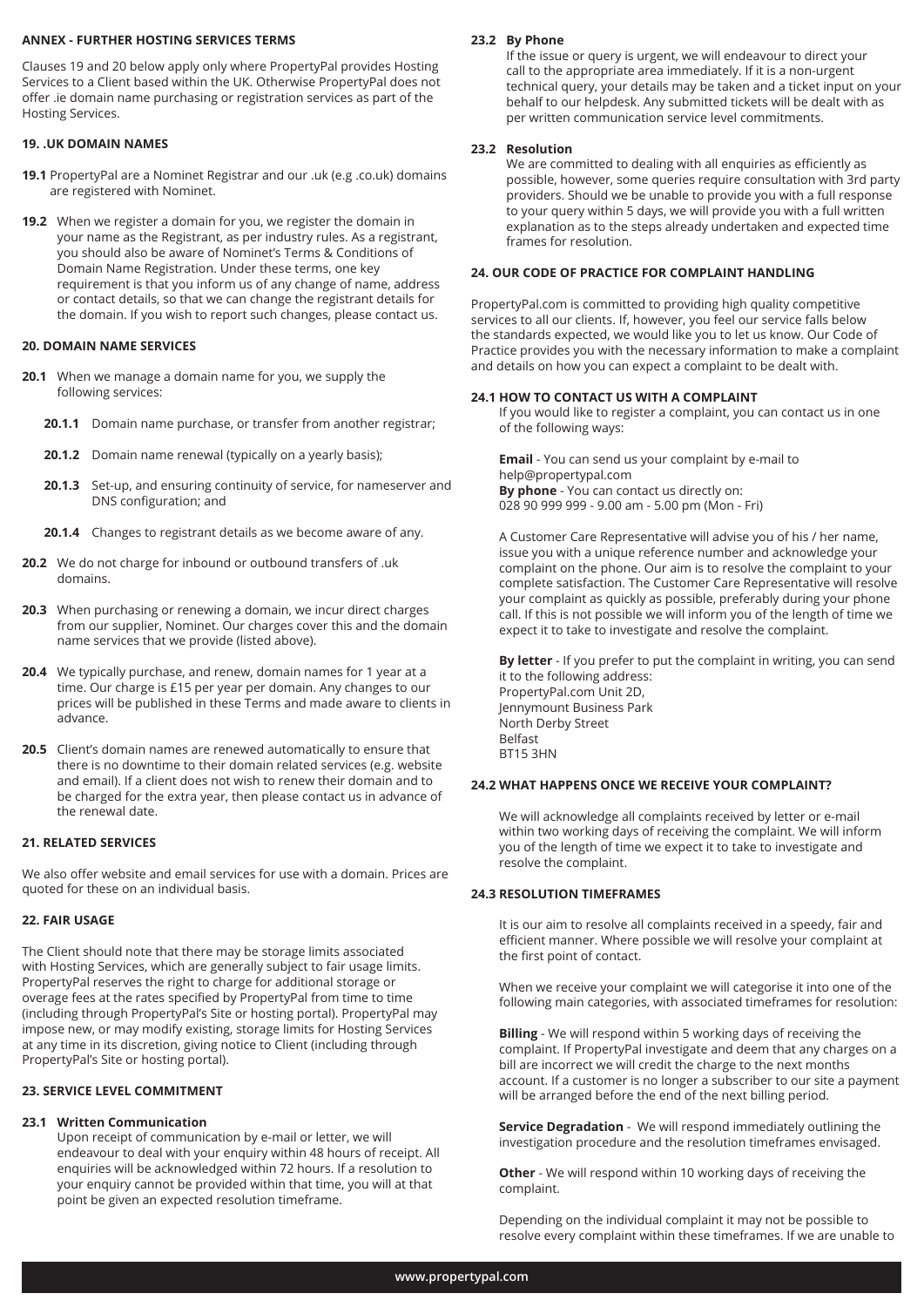**ANNEX - FURTHER HOSTING SERVICES TERMS**

Clauses 19 and 20 below apply only where PropertyPal provides Hosting Services to a Client based within the UK. Otherwise PropertyPal does not offer .ie domain name purchasing or registration services as part of the Hosting Services.

**19. .UK DOMAIN NAMES**

**19.1** PropertyPal are a Nominet Registrar and our .uk (e.g .co.uk) domains are registered with Nominet.

**19.2** When we register a domain for you, we register the domain in your name as the Registrant, as per industry rules. As a registrant, you should also be aware of Nominet's Terms & Conditions of Domain Name Registration. Under these terms, one key requirement is that you inform us of any change of name, address or contact details, so that we can change the registrant details for the domain. If you wish to report such changes, please contact us.

**20. DOMAIN NAME SERVICES**

**20.1** When we manage a domain name for you, we supply the following services:

**20.1.1** Domain name purchase, or transfer from another registrar;

**20.1.2** Domain name renewal (typically on a yearly basis);

**20.1.3** Set-up, and ensuring continuity of service, for nameserver and DNS configuration; and

**20.1.4** Changes to registrant details as we become aware of any.

**20.2** We do not charge for inbound or outbound transfers of .uk domains.

**20.3** When purchasing or renewing a domain, we incur direct charges from our supplier, Nominet. Our charges cover this and the domain name services that we provide (listed above).

**20.4** We typically purchase, and renew, domain names for 1 year at a time. Our charge is £15 per year per domain. Any changes to our prices will be published in these Terms and made aware to clients in advance.

**20.5** Client's domain names are renewed automatically to ensure that there is no downtime to their domain related services (e.g. website and email). If a client does not wish to renew their domain and to be charged for the extra year, then please contact us in advance of the renewal date.

**21. RELATED SERVICES**

We also offer website and email services for use with a domain. Prices are quoted for these on an individual basis.

**22. FAIR USAGE**

The Client should note that there may be storage limits associated with Hosting Services, which are generally subject to fair usage limits. PropertyPal reserves the right to charge for additional storage or overage fees at the rates specified by PropertyPal from time to time (including through PropertyPal's Site or hosting portal). PropertyPal may impose new, or may modify existing, storage limits for Hosting Services at any time in its discretion, giving notice to Client (including through PropertyPal's Site or hosting portal).

**23. SERVICE LEVEL COMMITMENT**

**23.1 Written Communication**
Upon receipt of communication by e-mail or letter, we will endeavour to deal with your enquiry within 48 hours of receipt. All enquiries will be acknowledged within 72 hours. If a resolution to your enquiry cannot be provided within that time, you will at that point be given an expected resolution timeframe.

**23.2 By Phone**
If the issue or query is urgent, we will endeavour to direct your call to the appropriate area immediately. If it is a non-urgent technical query, your details may be taken and a ticket input on your behalf to our helpdesk. Any submitted tickets will be dealt with as per written communication service level commitments.

**23.2 Resolution**
We are committed to dealing with all enquiries as efficiently as possible, however, some queries require consultation with 3rd party providers. Should we be unable to provide you with a full response to your query within 5 days, we will provide you with a full written explanation as to the steps already undertaken and expected time frames for resolution.

**24. OUR CODE OF PRACTICE FOR COMPLAINT HANDLING**

PropertyPal.com is committed to providing high quality competitive services to all our clients. If, however, you feel our service falls below the standards expected, we would like you to let us know. Our Code of Practice provides you with the necessary information to make a complaint and details on how you can expect a complaint to be dealt with.

**24.1 HOW TO CONTACT US WITH A COMPLAINT**
If you would like to register a complaint, you can contact us in one of the following ways:

**Email** - You can send us your complaint by e-mail to help@propertypal.com
**By phone** - You can contact us directly on:
028 90 999 999 - 9.00 am - 5.00 pm (Mon - Fri)

A Customer Care Representative will advise you of his / her name, issue you with a unique reference number and acknowledge your complaint on the phone. Our aim is to resolve the complaint to your complete satisfaction. The Customer Care Representative will resolve your complaint as quickly as possible, preferably during your phone call. If this is not possible we will inform you of the length of time we expect it to take to investigate and resolve the complaint.

**By letter** - If you prefer to put the complaint in writing, you can send it to the following address:
PropertyPal.com Unit 2D,
Jennymount Business Park
North Derby Street
Belfast
BT15 3HN

**24.2 WHAT HAPPENS ONCE WE RECEIVE YOUR COMPLAINT?**

We will acknowledge all complaints received by letter or e-mail within two working days of receiving the complaint. We will inform you of the length of time we expect it to take to investigate and resolve the complaint.

**24.3 RESOLUTION TIMEFRAMES**

It is our aim to resolve all complaints received in a speedy, fair and efficient manner. Where possible we will resolve your complaint at the first point of contact.

When we receive your complaint we will categorise it into one of the following main categories, with associated timeframes for resolution:

**Billing** - We will respond within 5 working days of receiving the complaint. If PropertyPal investigate and deem that any charges on a bill are incorrect we will credit the charge to the next months account. If a customer is no longer a subscriber to our site a payment will be arranged before the end of the next billing period.

**Service Degradation** - We will respond immediately outlining the investigation procedure and the resolution timeframes envisaged.

**Other** - We will respond within 10 working days of receiving the complaint.

Depending on the individual complaint it may not be possible to resolve every complaint within these timeframes. If we are unable to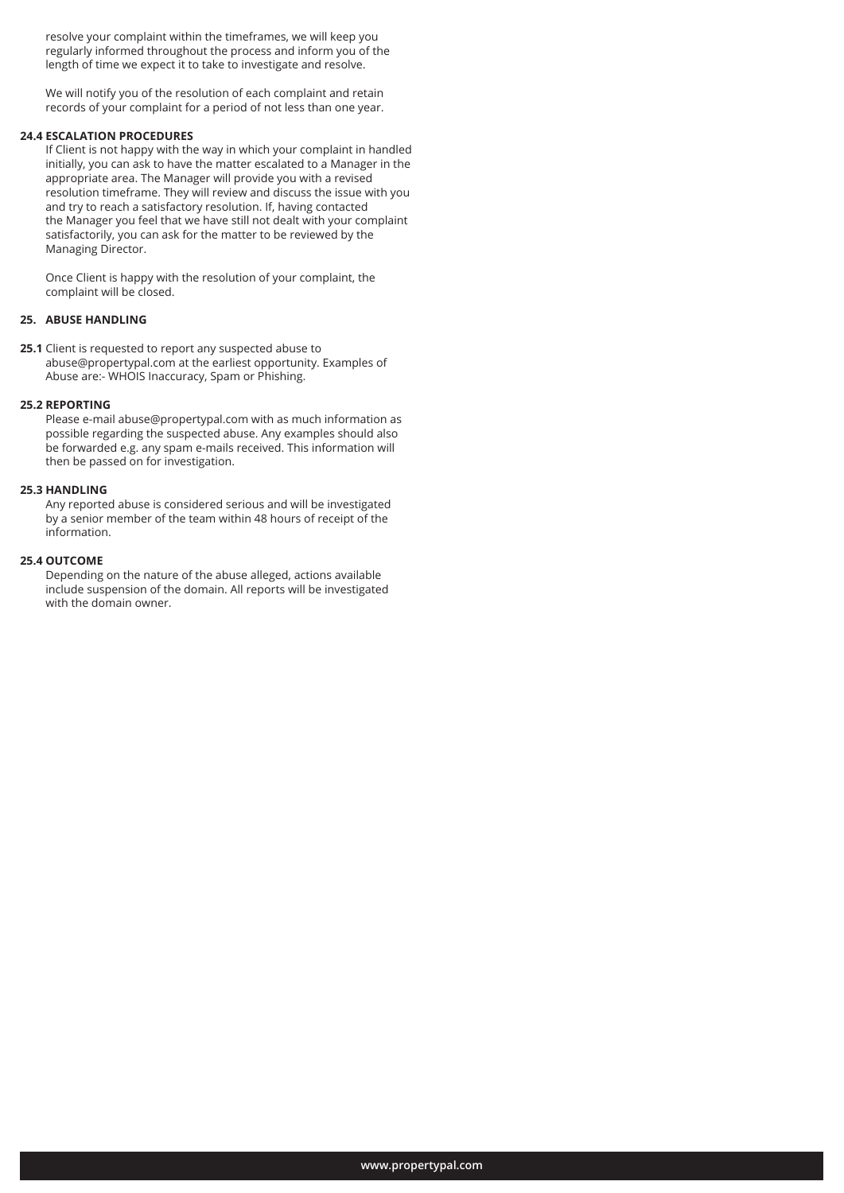resolve your complaint within the timeframes, we will keep you regularly informed throughout the process and inform you of the length of time we expect it to take to investigate and resolve.

We will notify you of the resolution of each complaint and retain records of your complaint for a period of not less than one year.

**24.4 ESCALATION PROCEDURES**

If Client is not happy with the way in which your complaint in handled initially, you can ask to have the matter escalated to a Manager in the appropriate area. The Manager will provide you with a revised resolution timeframe. They will review and discuss the issue with you and try to reach a satisfactory resolution. If, having contacted the Manager you feel that we have still not dealt with your complaint satisfactorily, you can ask for the matter to be reviewed by the Managing Director.

Once Client is happy with the resolution of your complaint, the complaint will be closed.

## 25. ABUSE HANDLING

**25.1** Client is requested to report any suspected abuse to abuse@propertypal.com at the earliest opportunity. Examples of Abuse are:- WHOIS Inaccuracy, Spam or Phishing.

**25.2 REPORTING**

Please e-mail abuse@propertypal.com with as much information as possible regarding the suspected abuse. Any examples should also be forwarded e.g. any spam e-mails received. This information will then be passed on for investigation.

**25.3 HANDLING**

Any reported abuse is considered serious and will be investigated by a senior member of the team within 48 hours of receipt of the information.

**25.4 OUTCOME**

Depending on the nature of the abuse alleged, actions available include suspension of the domain. All reports will be investigated with the domain owner.